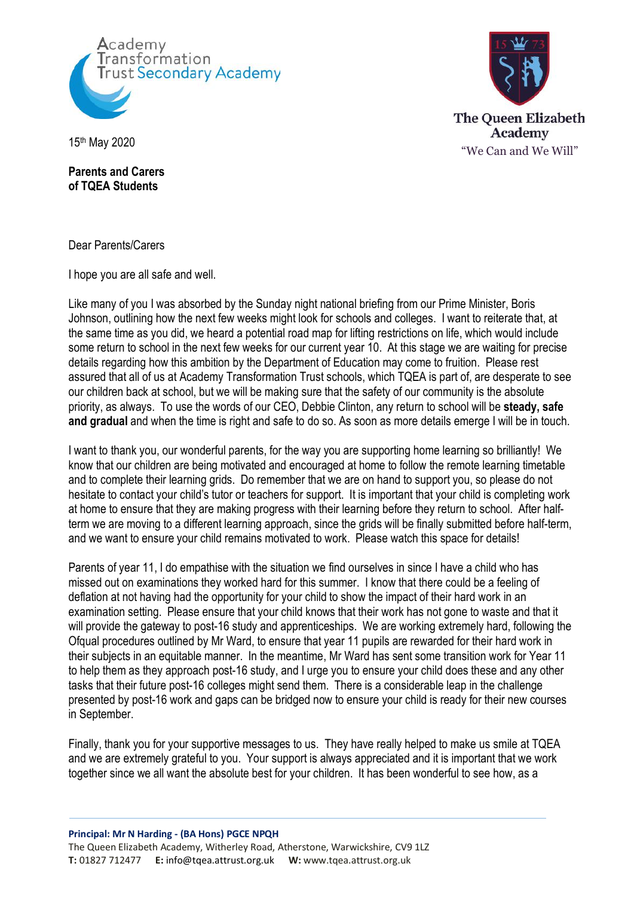Academy Transformation Trust Secondary Academy

The Queen Elizabeth Academy
"We Can and We Will"

15th May 2020

**Parents and Carers of TQEA Students**

Dear Parents/Carers

I hope you are all safe and well.

Like many of you I was absorbed by the Sunday night national briefing from our Prime Minister, Boris Johnson, outlining how the next few weeks might look for schools and colleges. I want to reiterate that, at the same time as you did, we heard a potential road map for lifting restrictions on life, which would include some return to school in the next few weeks for our current year 10. At this stage we are waiting for precise details regarding how this ambition by the Department of Education may come to fruition. Please rest assured that all of us at Academy Transformation Trust schools, which TQEA is part of, are desperate to see our children back at school, but we will be making sure that the safety of our community is the absolute priority, as always. To use the words of our CEO, Debbie Clinton, any return to school will be **steady, safe and gradual** and when the time is right and safe to do so. As soon as more details emerge I will be in touch.

I want to thank you, our wonderful parents, for the way you are supporting home learning so brilliantly! We know that our children are being motivated and encouraged at home to follow the remote learning timetable and to complete their learning grids. Do remember that we are on hand to support you, so please do not hesitate to contact your child's tutor or teachers for support. It is important that your child is completing work at home to ensure that they are making progress with their learning before they return to school. After half-term we are moving to a different learning approach, since the grids will be finally submitted before half-term, and we want to ensure your child remains motivated to work. Please watch this space for details!

Parents of year 11, I do empathise with the situation we find ourselves in since I have a child who has missed out on examinations they worked hard for this summer. I know that there could be a feeling of deflation at not having had the opportunity for your child to show the impact of their hard work in an examination setting. Please ensure that your child knows that their work has not gone to waste and that it will provide the gateway to post-16 study and apprenticeships. We are working extremely hard, following the Ofqual procedures outlined by Mr Ward, to ensure that year 11 pupils are rewarded for their hard work in their subjects in an equitable manner. In the meantime, Mr Ward has sent some transition work for Year 11 to help them as they approach post-16 study, and I urge you to ensure your child does these and any other tasks that their future post-16 colleges might send them. There is a considerable leap in the challenge presented by post-16 work and gaps can be bridged now to ensure your child is ready for their new courses in September.

Finally, thank you for your supportive messages to us. They have really helped to make us smile at TQEA and we are extremely grateful to you. Your support is always appreciated and it is important that we work together since we all want the absolute best for your children. It has been wonderful to see how, as a

**Principal: Mr N Harding - (BA Hons) PGCE NPQH**
The Queen Elizabeth Academy, Witherley Road, Atherstone, Warwickshire, CV9 1LZ
**T:** 01827 712477 **E:** info@tqea.attrust.org.uk **W:** www.tqea.attrust.org.uk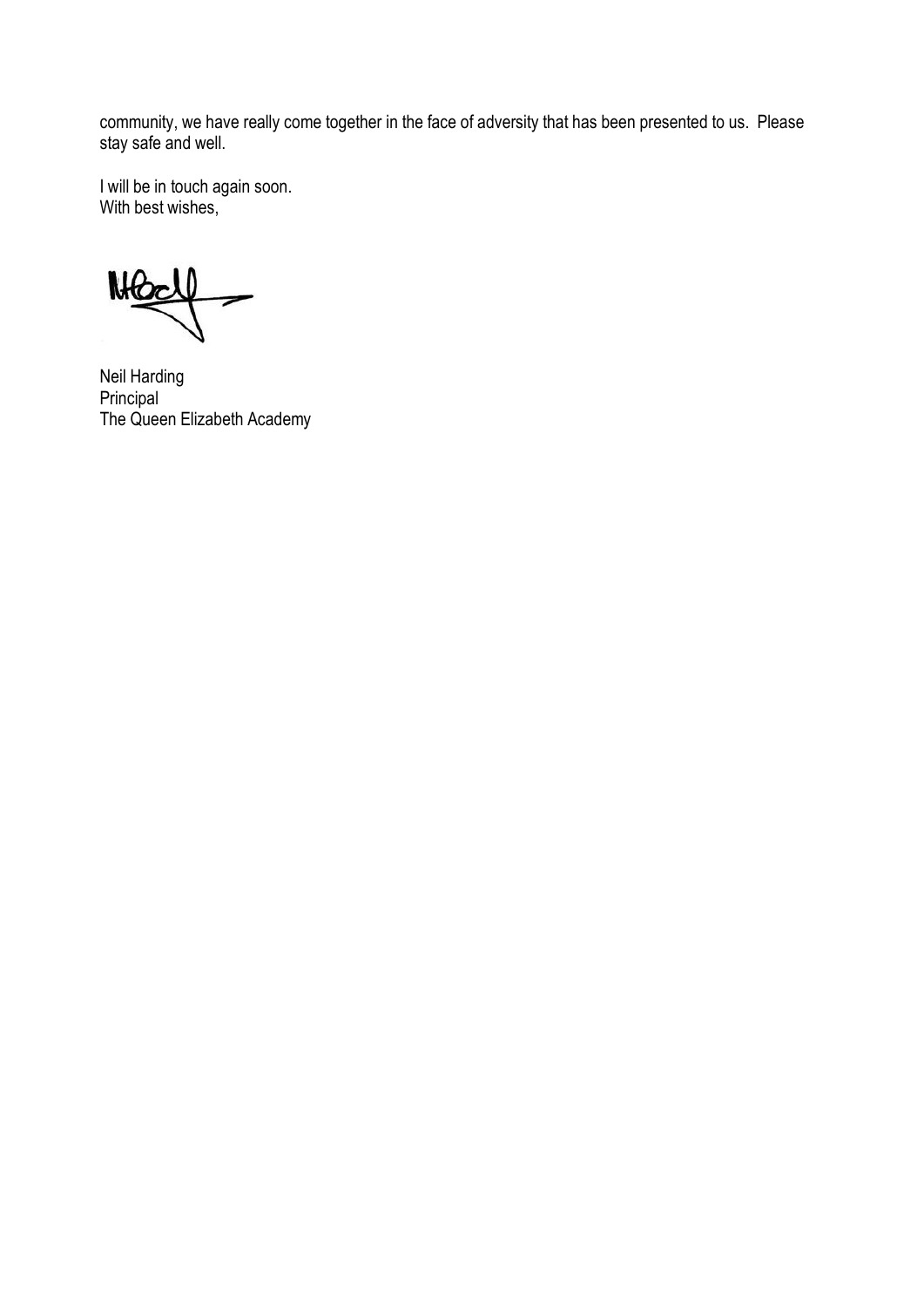community, we have really come together in the face of adversity that has been presented to us. Please stay safe and well.

I will be in touch again soon.
With best wishes,

Neil Harding
Principal
The Queen Elizabeth Academy